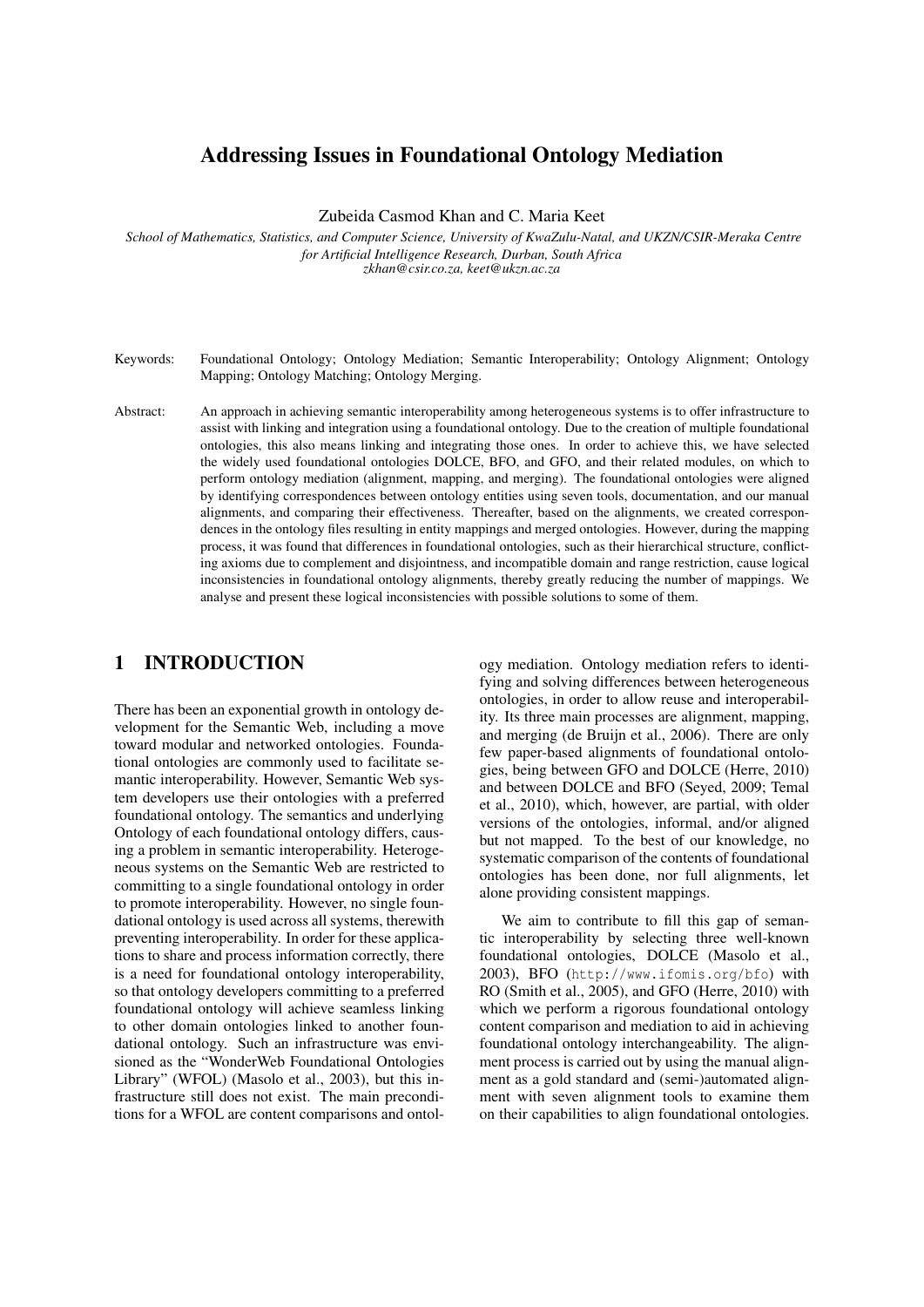# Addressing Issues in Foundational Ontology Mediation

Zubeida Casmod Khan and C. Maria Keet

*School of Mathematics, Statistics, and Computer Science, University of KwaZulu-Natal, and UKZN/CSIR-Meraka Centre for Artificial Intelligence Research, Durban, South Africa*
*zkhan@csir.co.za, keet@ukzn.ac.za*

Keywords: Foundational Ontology; Ontology Mediation; Semantic Interoperability; Ontology Alignment; Ontology Mapping; Ontology Matching; Ontology Merging.

Abstract: An approach in achieving semantic interoperability among heterogeneous systems is to offer infrastructure to assist with linking and integration using a foundational ontology. Due to the creation of multiple foundational ontologies, this also means linking and integrating those ones. In order to achieve this, we have selected the widely used foundational ontologies DOLCE, BFO, and GFO, and their related modules, on which to perform ontology mediation (alignment, mapping, and merging). The foundational ontologies were aligned by identifying correspondences between ontology entities using seven tools, documentation, and our manual alignments, and comparing their effectiveness. Thereafter, based on the alignments, we created correspondences in the ontology files resulting in entity mappings and merged ontologies. However, during the mapping process, it was found that differences in foundational ontologies, such as their hierarchical structure, conflicting axioms due to complement and disjointness, and incompatible domain and range restriction, cause logical inconsistencies in foundational ontology alignments, thereby greatly reducing the number of mappings. We analyse and present these logical inconsistencies with possible solutions to some of them.

## 1 INTRODUCTION

There has been an exponential growth in ontology development for the Semantic Web, including a move toward modular and networked ontologies. Foundational ontologies are commonly used to facilitate semantic interoperability. However, Semantic Web system developers use their ontologies with a preferred foundational ontology. The semantics and underlying Ontology of each foundational ontology differs, causing a problem in semantic interoperability. Heterogeneous systems on the Semantic Web are restricted to committing to a single foundational ontology in order to promote interoperability. However, no single foundational ontology is used across all systems, therewith preventing interoperability. In order for these applications to share and process information correctly, there is a need for foundational ontology interoperability, so that ontology developers committing to a preferred foundational ontology will achieve seamless linking to other domain ontologies linked to another foundational ontology. Such an infrastructure was envisioned as the "WonderWeb Foundational Ontologies Library" (WFOL) (Masolo et al., 2003), but this infrastructure still does not exist. The main preconditions for a WFOL are content comparisons and ontology mediation. Ontology mediation refers to identifying and solving differences between heterogeneous ontologies, in order to allow reuse and interoperability. Its three main processes are alignment, mapping, and merging (de Bruijn et al., 2006). There are only few paper-based alignments of foundational ontologies, being between GFO and DOLCE (Herre, 2010) and between DOLCE and BFO (Seyed, 2009; Temal et al., 2010), which, however, are partial, with older versions of the ontologies, informal, and/or aligned but not mapped. To the best of our knowledge, no systematic comparison of the contents of foundational ontologies has been done, nor full alignments, let alone providing consistent mappings.

We aim to contribute to fill this gap of semantic interoperability by selecting three well-known foundational ontologies, DOLCE (Masolo et al., 2003), BFO (http://www.ifomis.org/bfo) with RO (Smith et al., 2005), and GFO (Herre, 2010) with which we perform a rigorous foundational ontology content comparison and mediation to aid in achieving foundational ontology interchangeability. The alignment process is carried out by using the manual alignment as a gold standard and (semi-)automated alignment with seven alignment tools to examine them on their capabilities to align foundational ontologies.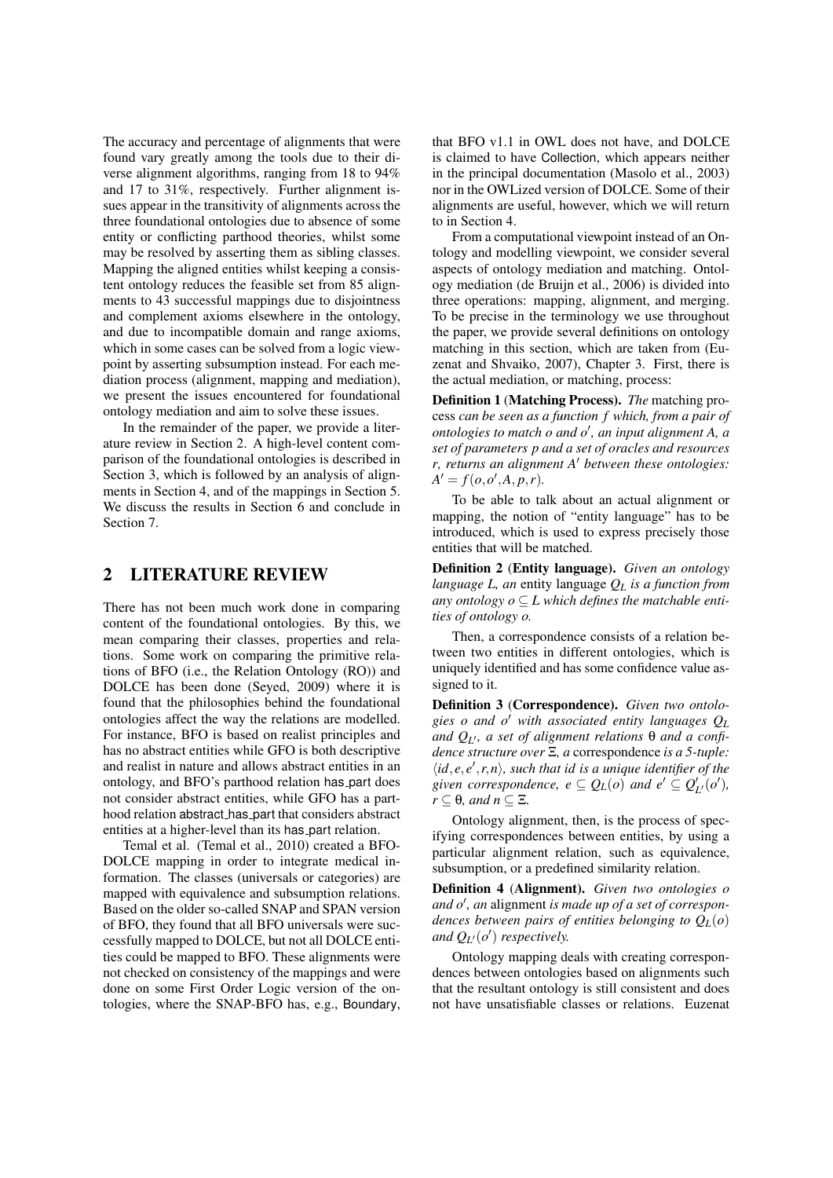The accuracy and percentage of alignments that were found vary greatly among the tools due to their diverse alignment algorithms, ranging from 18 to 94% and 17 to 31%, respectively. Further alignment issues appear in the transitivity of alignments across the three foundational ontologies due to absence of some entity or conflicting parthood theories, whilst some may be resolved by asserting them as sibling classes. Mapping the aligned entities whilst keeping a consistent ontology reduces the feasible set from 85 alignments to 43 successful mappings due to disjointness and complement axioms elsewhere in the ontology, and due to incompatible domain and range axioms, which in some cases can be solved from a logic viewpoint by asserting subsumption instead. For each mediation process (alignment, mapping and mediation), we present the issues encountered for foundational ontology mediation and aim to solve these issues.

In the remainder of the paper, we provide a literature review in Section 2. A high-level content comparison of the foundational ontologies is described in Section 3, which is followed by an analysis of alignments in Section 4, and of the mappings in Section 5. We discuss the results in Section 6 and conclude in Section 7.

## 2 LITERATURE REVIEW

There has not been much work done in comparing content of the foundational ontologies. By this, we mean comparing their classes, properties and relations. Some work on comparing the primitive relations of BFO (i.e., the Relation Ontology (RO)) and DOLCE has been done (Seyed, 2009) where it is found that the philosophies behind the foundational ontologies affect the way the relations are modelled. For instance, BFO is based on realist principles and has no abstract entities while GFO is both descriptive and realist in nature and allows abstract entities in an ontology, and BFO's parthood relation has_part does not consider abstract entities, while GFO has a parthood relation abstract_has_part that considers abstract entities at a higher-level than its has_part relation.

Temal et al. (Temal et al., 2010) created a BFO-DOLCE mapping in order to integrate medical information. The classes (universals or categories) are mapped with equivalence and subsumption relations. Based on the older so-called SNAP and SPAN version of BFO, they found that all BFO universals were successfully mapped to DOLCE, but not all DOLCE entities could be mapped to BFO. These alignments were not checked on consistency of the mappings and were done on some First Order Logic version of the ontologies, where the SNAP-BFO has, e.g., Boundary, that BFO v1.1 in OWL does not have, and DOLCE is claimed to have Collection, which appears neither in the principal documentation (Masolo et al., 2003) nor in the OWLized version of DOLCE. Some of their alignments are useful, however, which we will return to in Section 4.

From a computational viewpoint instead of an Ontology and modelling viewpoint, we consider several aspects of ontology mediation and matching. Ontology mediation (de Bruijn et al., 2006) is divided into three operations: mapping, alignment, and merging. To be precise in the terminology we use throughout the paper, we provide several definitions on ontology matching in this section, which are taken from (Euzenat and Shvaiko, 2007), Chapter 3. First, there is the actual mediation, or matching, process:

**Definition 1** (**Matching Process**). *The* matching process *can be seen as a function $f$ which, from a pair of ontologies to match $o$ and $o'$, an input alignment $A$, a set of parameters $p$ and a set of oracles and resources $r$, returns an alignment $A'$ between these ontologies: $A' = f(o, o', A, p, r)$.*

To be able to talk about an actual alignment or mapping, the notion of "entity language" has to be introduced, which is used to express precisely those entities that will be matched.

**Definition 2** (**Entity language**). *Given an ontology language $L$, an* entity language *$Q_L$ is a function from any ontology $o \subseteq L$ which defines the matchable entities of ontology $o$.*

Then, a correspondence consists of a relation between two entities in different ontologies, which is uniquely identified and has some confidence value assigned to it.

**Definition 3** (**Correspondence**). *Given two ontologies $o$ and $o'$ with associated entity languages $Q_L$ and $Q_{L'}$, a set of alignment relations $\theta$ and a confidence structure over $\Xi$, a* correspondence *is a 5-tuple: $\langle id, e, e', r, n \rangle$, such that $id$ is a unique identifier of the given correspondence, $e \subseteq Q_L(o)$ and $e' \subseteq Q'_{L'}(o')$, $r \subseteq \theta$, and $n \subseteq \Xi$.*

Ontology alignment, then, is the process of specifying correspondences between entities, by using a particular alignment relation, such as equivalence, subsumption, or a predefined similarity relation.

**Definition 4** (**Alignment**). *Given two ontologies $o$ and $o'$, an* alignment *is made up of a set of correspondences between pairs of entities belonging to $Q_L(o)$ and $Q_{L'}(o')$ respectively.*

Ontology mapping deals with creating correspondences between ontologies based on alignments such that the resultant ontology is still consistent and does not have unsatisfiable classes or relations. Euzenat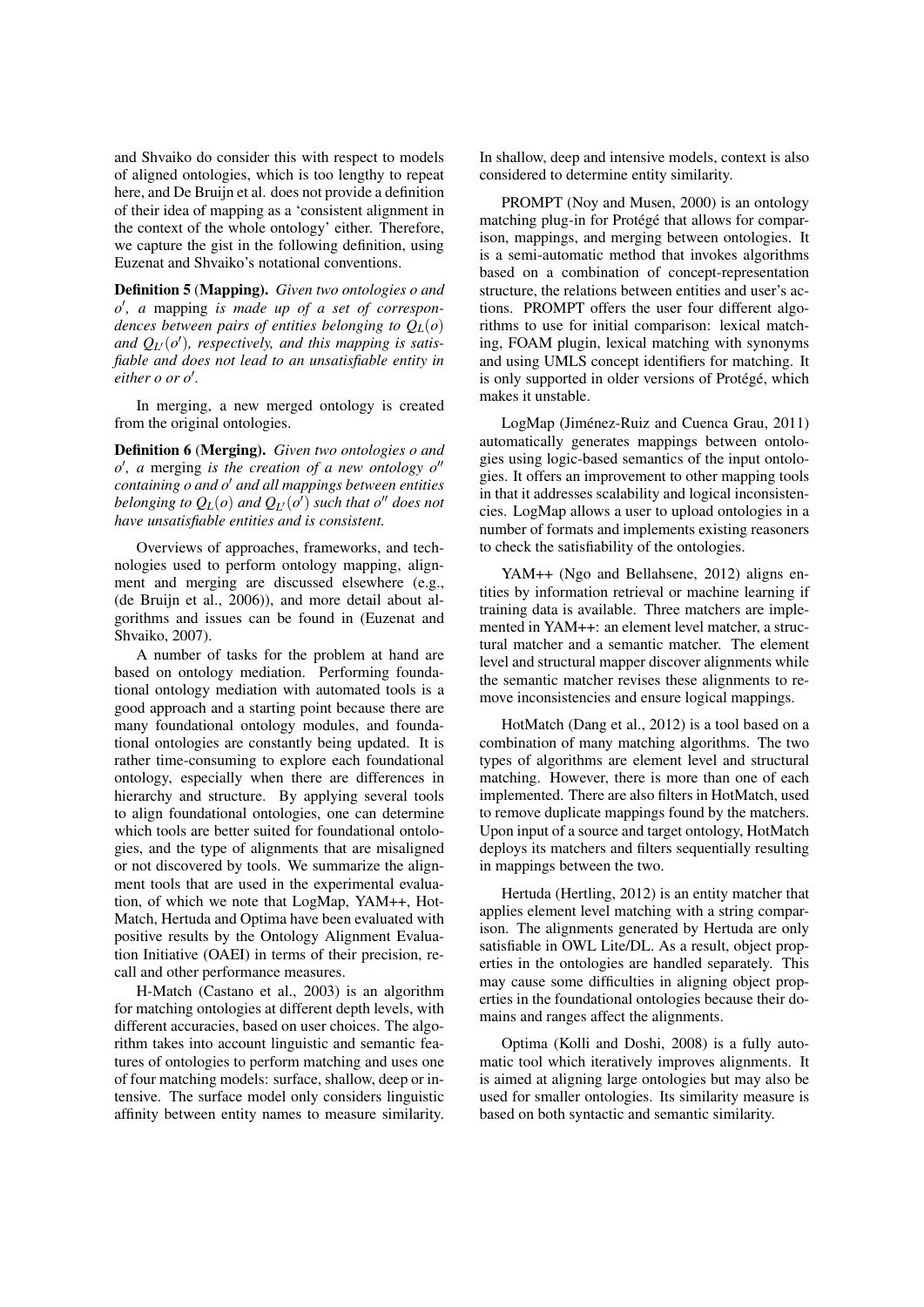and Shvaiko do consider this with respect to models of aligned ontologies, which is too lengthy to repeat here, and De Bruijn et al. does not provide a definition of their idea of mapping as a 'consistent alignment in the context of the whole ontology' either. Therefore, we capture the gist in the following definition, using Euzenat and Shvaiko's notational conventions.

**Definition 5** (**Mapping**). *Given two ontologies $o$ and $o'$, a* mapping *is made up of a set of correspondences between pairs of entities belonging to $Q_L(o)$ and $Q_{L'}(o')$, respectively, and this mapping is satisfiable and does not lead to an unsatisfiable entity in either $o$ or $o'$.*

In merging, a new merged ontology is created from the original ontologies.

**Definition 6** (**Merging**). *Given two ontologies $o$ and $o'$, a* merging *is the creation of a new ontology $o''$ containing $o$ and $o'$ and all mappings between entities belonging to $Q_L(o)$ and $Q_{L'}(o')$ such that $o''$ does not have unsatisfiable entities and is consistent.*

Overviews of approaches, frameworks, and technologies used to perform ontology mapping, alignment and merging are discussed elsewhere (e.g., (de Bruijn et al., 2006)), and more detail about algorithms and issues can be found in (Euzenat and Shvaiko, 2007).

A number of tasks for the problem at hand are based on ontology mediation. Performing foundational ontology mediation with automated tools is a good approach and a starting point because there are many foundational ontology modules, and foundational ontologies are constantly being updated. It is rather time-consuming to explore each foundational ontology, especially when there are differences in hierarchy and structure. By applying several tools to align foundational ontologies, one can determine which tools are better suited for foundational ontologies, and the type of alignments that are misaligned or not discovered by tools. We summarize the alignment tools that are used in the experimental evaluation, of which we note that LogMap, YAM++, HotMatch, Hertuda and Optima have been evaluated with positive results by the Ontology Alignment Evaluation Initiative (OAEI) in terms of their precision, recall and other performance measures.

H-Match (Castano et al., 2003) is an algorithm for matching ontologies at different depth levels, with different accuracies, based on user choices. The algorithm takes into account linguistic and semantic features of ontologies to perform matching and uses one of four matching models: surface, shallow, deep or intensive. The surface model only considers linguistic affinity between entity names to measure similarity. In shallow, deep and intensive models, context is also considered to determine entity similarity.

PROMPT (Noy and Musen, 2000) is an ontology matching plug-in for Protégé that allows for comparison, mappings, and merging between ontologies. It is a semi-automatic method that invokes algorithms based on a combination of concept-representation structure, the relations between entities and user's actions. PROMPT offers the user four different algorithms to use for initial comparison: lexical matching, FOAM plugin, lexical matching with synonyms and using UMLS concept identifiers for matching. It is only supported in older versions of Protégé, which makes it unstable.

LogMap (Jiménez-Ruiz and Cuenca Grau, 2011) automatically generates mappings between ontologies using logic-based semantics of the input ontologies. It offers an improvement to other mapping tools in that it addresses scalability and logical inconsistencies. LogMap allows a user to upload ontologies in a number of formats and implements existing reasoners to check the satisfiability of the ontologies.

YAM++ (Ngo and Bellahsene, 2012) aligns entities by information retrieval or machine learning if training data is available. Three matchers are implemented in YAM++: an element level matcher, a structural matcher and a semantic matcher. The element level and structural mapper discover alignments while the semantic matcher revises these alignments to remove inconsistencies and ensure logical mappings.

HotMatch (Dang et al., 2012) is a tool based on a combination of many matching algorithms. The two types of algorithms are element level and structural matching. However, there is more than one of each implemented. There are also filters in HotMatch, used to remove duplicate mappings found by the matchers. Upon input of a source and target ontology, HotMatch deploys its matchers and filters sequentially resulting in mappings between the two.

Hertuda (Hertling, 2012) is an entity matcher that applies element level matching with a string comparison. The alignments generated by Hertuda are only satisfiable in OWL Lite/DL. As a result, object properties in the ontologies are handled separately. This may cause some difficulties in aligning object properties in the foundational ontologies because their domains and ranges affect the alignments.

Optima (Kolli and Doshi, 2008) is a fully automatic tool which iteratively improves alignments. It is aimed at aligning large ontologies but may also be used for smaller ontologies. Its similarity measure is based on both syntactic and semantic similarity.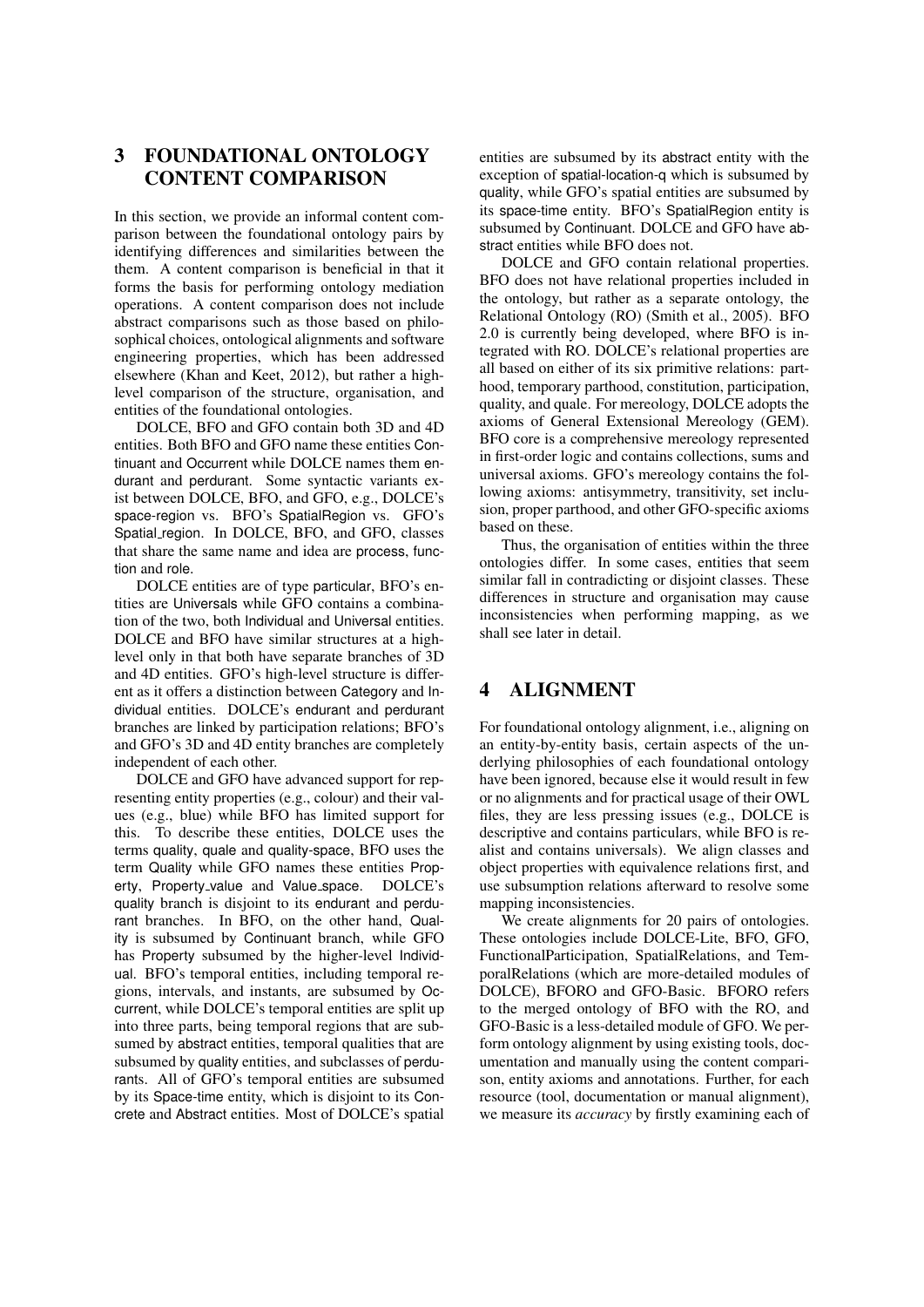## 3 FOUNDATIONAL ONTOLOGY CONTENT COMPARISON

In this section, we provide an informal content comparison between the foundational ontology pairs by identifying differences and similarities between the them. A content comparison is beneficial in that it forms the basis for performing ontology mediation operations. A content comparison does not include abstract comparisons such as those based on philosophical choices, ontological alignments and software engineering properties, which has been addressed elsewhere (Khan and Keet, 2012), but rather a high-level comparison of the structure, organisation, and entities of the foundational ontologies.

DOLCE, BFO and GFO contain both 3D and 4D entities. Both BFO and GFO name these entities Continuant and Occurrent while DOLCE names them endurant and perdurant. Some syntactic variants exist between DOLCE, BFO, and GFO, e.g., DOLCE's space-region vs. BFO's SpatialRegion vs. GFO's Spatial_region. In DOLCE, BFO, and GFO, classes that share the same name and idea are process, function and role.

DOLCE entities are of type particular, BFO's entities are Universals while GFO contains a combination of the two, both Individual and Universal entities. DOLCE and BFO have similar structures at a high-level only in that both have separate branches of 3D and 4D entities. GFO's high-level structure is different as it offers a distinction between Category and Individual entities. DOLCE's endurant and perdurant branches are linked by participation relations; BFO's and GFO's 3D and 4D entity branches are completely independent of each other.

DOLCE and GFO have advanced support for representing entity properties (e.g., colour) and their values (e.g., blue) while BFO has limited support for this. To describe these entities, DOLCE uses the terms quality, quale and quality-space, BFO uses the term Quality while GFO names these entities Property, Property_value and Value_space. DOLCE's quality branch is disjoint to its endurant and perdurant branches. In BFO, on the other hand, Quality is subsumed by Continuant branch, while GFO has Property subsumed by the higher-level Individual. BFO's temporal entities, including temporal regions, intervals, and instants, are subsumed by Occurrent, while DOLCE's temporal entities are split up into three parts, being temporal regions that are subsumed by abstract entities, temporal qualities that are subsumed by quality entities, and subclasses of perdurants. All of GFO's temporal entities are subsumed by its Space-time entity, which is disjoint to its Concrete and Abstract entities. Most of DOLCE's spatial entities are subsumed by its abstract entity with the exception of spatial-location-q which is subsumed by quality, while GFO's spatial entities are subsumed by its space-time entity. BFO's SpatialRegion entity is subsumed by Continuant. DOLCE and GFO have abstract entities while BFO does not.

DOLCE and GFO contain relational properties. BFO does not have relational properties included in the ontology, but rather as a separate ontology, the Relational Ontology (RO) (Smith et al., 2005). BFO 2.0 is currently being developed, where BFO is integrated with RO. DOLCE's relational properties are all based on either of its six primitive relations: parthood, temporary parthood, constitution, participation, quality, and quale. For mereology, DOLCE adopts the axioms of General Extensional Mereology (GEM). BFO core is a comprehensive mereology represented in first-order logic and contains collections, sums and universal axioms. GFO's mereology contains the following axioms: antisymmetry, transitivity, set inclusion, proper parthood, and other GFO-specific axioms based on these.

Thus, the organisation of entities within the three ontologies differ. In some cases, entities that seem similar fall in contradicting or disjoint classes. These differences in structure and organisation may cause inconsistencies when performing mapping, as we shall see later in detail.

## 4 ALIGNMENT

For foundational ontology alignment, i.e., aligning on an entity-by-entity basis, certain aspects of the underlying philosophies of each foundational ontology have been ignored, because else it would result in few or no alignments and for practical usage of their OWL files, they are less pressing issues (e.g., DOLCE is descriptive and contains particulars, while BFO is realist and contains universals). We align classes and object properties with equivalence relations first, and use subsumption relations afterward to resolve some mapping inconsistencies.

We create alignments for 20 pairs of ontologies. These ontologies include DOLCE-Lite, BFO, GFO, FunctionalParticipation, SpatialRelations, and TemporalRelations (which are more-detailed modules of DOLCE), BFORO and GFO-Basic. BFORO refers to the merged ontology of BFO with the RO, and GFO-Basic is a less-detailed module of GFO. We perform ontology alignment by using existing tools, documentation and manually using the content comparison, entity axioms and annotations. Further, for each resource (tool, documentation or manual alignment), we measure its *accuracy* by firstly examining each of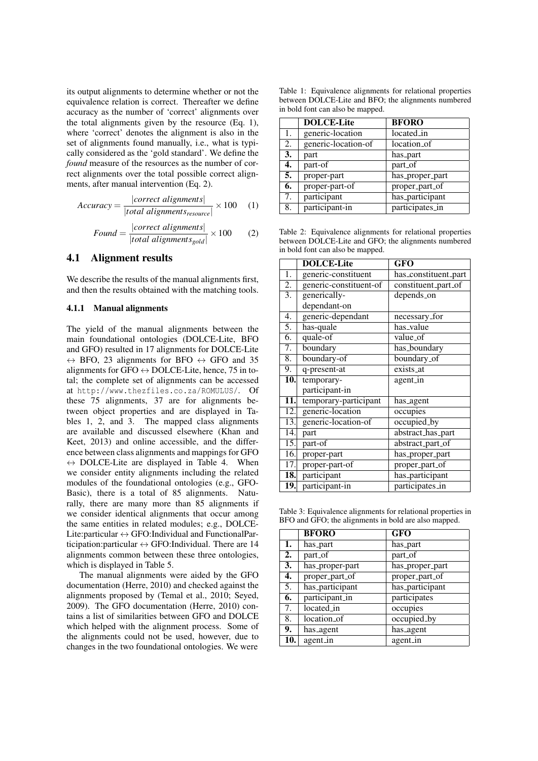its output alignments to determine whether or not the equivalence relation is correct. Thereafter we define accuracy as the number of 'correct' alignments over the total alignments given by the resource (Eq. 1), where 'correct' denotes the alignment is also in the set of alignments found manually, i.e., what is typically considered as the 'gold standard'. We define the *found* measure of the resources as the number of correct alignments over the total possible correct alignments, after manual intervention (Eq. 2).

$$Accuracy = \frac{|correct\ alignments|}{|total\ alignments_{resource}|} \times 100 \quad (1)$$

$$Found = \frac{|correct\ alignments|}{|total\ alignments_{gold}|} \times 100 \quad (2)$$

## 4.1 Alignment results

We describe the results of the manual alignments first, and then the results obtained with the matching tools.

### 4.1.1 Manual alignments

The yield of the manual alignments between the main foundational ontologies (DOLCE-Lite, BFO and GFO) resulted in 17 alignments for DOLCE-Lite $\leftrightarrow$ BFO, 23 alignments for BFO $\leftrightarrow$ GFO and 35 alignments for GFO $\leftrightarrow$ DOLCE-Lite, hence, 75 in total; the complete set of alignments can be accessed at http://www.thezfiles.co.za/ROMULUS/. Of these 75 alignments, 37 are for alignments between object properties and are displayed in Tables 1, 2, and 3. The mapped class alignments are available and discussed elsewhere (Khan and Keet, 2013) and online accessible, and the difference between class alignments and mappings for GFO $\leftrightarrow$ DOLCE-Lite are displayed in Table 4. When we consider entity alignments including the related modules of the foundational ontologies (e.g., GFO-Basic), there is a total of 85 alignments. Naturally, there are many more than 85 alignments if we consider identical alignments that occur among the same entities in related modules; e.g., DOLCE-Lite:particular $\leftrightarrow$ GFO:Individual and FunctionalParticipation:particular $\leftrightarrow$ GFO:Individual. There are 14 alignments common between these three ontologies, which is displayed in Table 5.

The manual alignments were aided by the GFO documentation (Herre, 2010) and checked against the alignments proposed by (Temal et al., 2010; Seyed, 2009). The GFO documentation (Herre, 2010) contains a list of similarities between GFO and DOLCE which helped with the alignment process. Some of the alignments could not be used, however, due to changes in the two foundational ontologies. We were

Table 1: Equivalence alignments for relational properties between DOLCE-Lite and BFO; the alignments numbered in bold font can also be mapped.

| | DOLCE-Lite | BFORO |
|---|---|---|
| 1. | generic-location | located_in |
| 2. | generic-location-of | location_of |
| **3.** | part | has_part |
| **4.** | part-of | part_of |
| **5.** | proper-part | has_proper_part |
| **6.** | proper-part-of | proper_part_of |
| 7. | participant | has_participant |
| 8. | participant-in | participates_in |

Table 2: Equivalence alignments for relational properties between DOLCE-Lite and GFO; the alignments numbered in bold font can also be mapped.

| | DOLCE-Lite | GFO |
|---|---|---|
| 1. | generic-constituent | has_constituent_part |
| 2. | generic-constituent-of | constituent_part_of |
| 3. | generically-dependant-on | depends_on |
| 4. | generic-dependant | necessary_for |
| 5. | has-quale | has_value |
| 6. | quale-of | value_of |
| 7. | boundary | has_boundary |
| 8. | boundary-of | boundary_of |
| 9. | q-present-at | exists_at |
| **10.** | temporary-participant-in | agent_in |
| **11.** | temporary-participant | has_agent |
| 12. | generic-location | occupies |
| 13. | generic-location-of | occupied_by |
| 14. | part | abstract_has_part |
| 15. | part-of | abstract_part_of |
| 16. | proper-part | has_proper_part |
| 17. | proper-part-of | proper_part_of |
| **18.** | participant | has_participant |
| **19.** | participant-in | participates_in |

Table 3: Equivalence alignments for relational properties in BFO and GFO; the alignments in bold are also mapped.

| | BFORO | GFO |
|---|---|---|
| **1.** | has_part | has_part |
| **2.** | part_of | part_of |
| **3.** | has_proper-part | has_proper_part |
| **4.** | proper_part_of | proper_part_of |
| 5. | has_participant | has_participant |
| **6.** | participant_in | participates |
| 7. | located_in | occupies |
| 8. | location_of | occupied_by |
| **9.** | has_agent | has_agent |
| **10.** | agent_in | agent_in |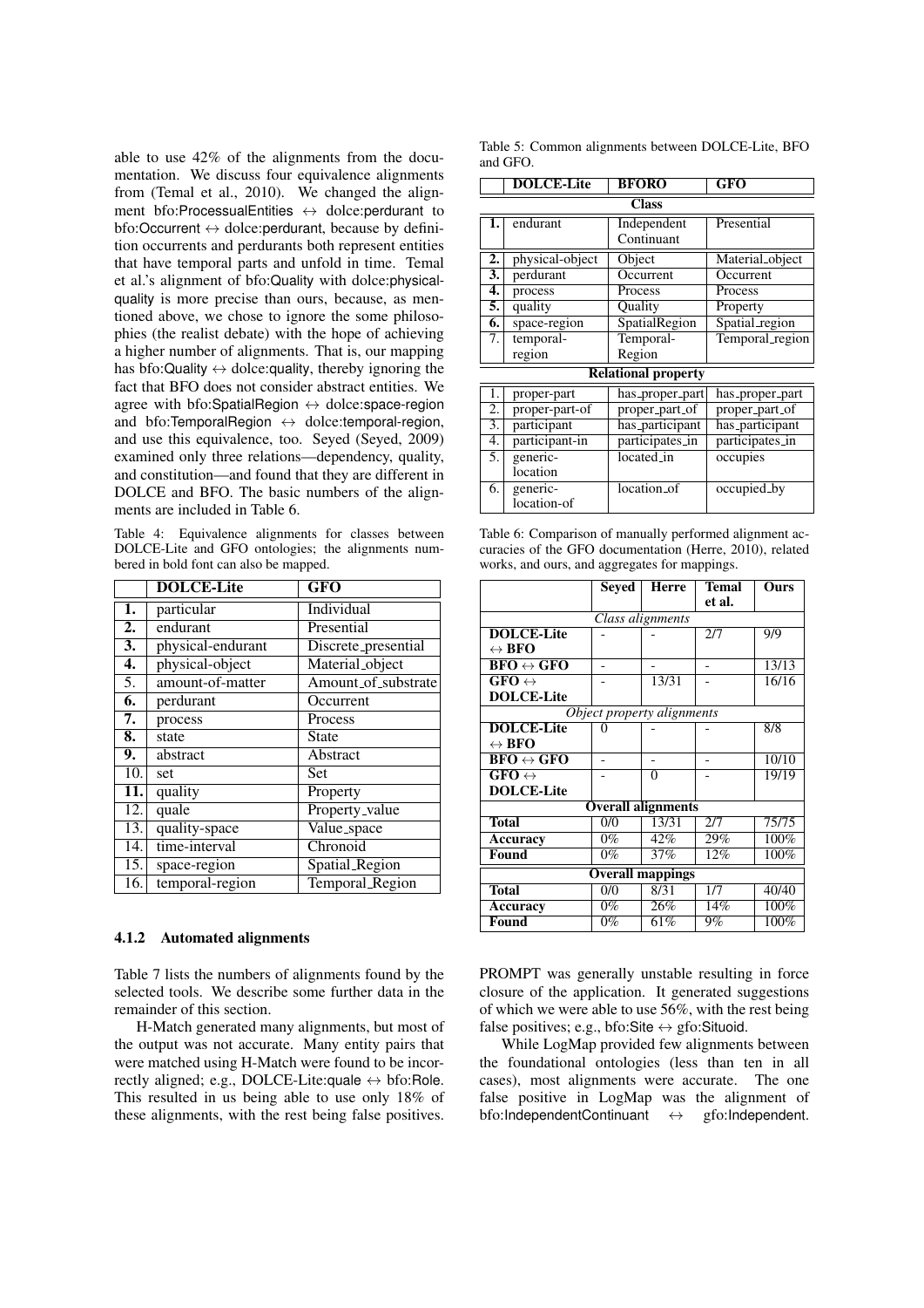able to use 42% of the alignments from the documentation. We discuss four equivalence alignments from (Temal et al., 2010). We changed the alignment bfo:ProcessualEntities ↔ dolce:perdurant to bfo:Occurrent ↔ dolce:perdurant, because by definition occurrents and perdurants both represent entities that have temporal parts and unfold in time. Temal et al.'s alignment of bfo:Quality with dolce:physical-quality is more precise than ours, because, as mentioned above, we chose to ignore the some philosophies (the realist debate) with the hope of achieving a higher number of alignments. That is, our mapping has bfo:Quality ↔ dolce:quality, thereby ignoring the fact that BFO does not consider abstract entities. We agree with bfo:SpatialRegion ↔ dolce:space-region and bfo:TemporalRegion ↔ dolce:temporal-region, and use this equivalence, too. Seyed (Seyed, 2009) examined only three relations—dependency, quality, and constitution—and found that they are different in DOLCE and BFO. The basic numbers of the alignments are included in Table 6.

Table 4: Equivalence alignments for classes between DOLCE-Lite and GFO ontologies; the alignments numbered in bold font can also be mapped.

| | DOLCE-Lite | GFO |
|---|---|---|
| **1.** | particular | Individual |
| **2.** | endurant | Presential |
| **3.** | physical-endurant | Discrete_presential |
| **4.** | physical-object | Material_object |
| 5. | amount-of-matter | Amount_of_substrate |
| **6.** | perdurant | Occurrent |
| **7.** | process | Process |
| **8.** | state | State |
| **9.** | abstract | Abstract |
| 10. | set | Set |
| **11.** | quality | Property |
| 12. | quale | Property_value |
| 13. | quality-space | Value_space |
| 14. | time-interval | Chronoid |
| 15. | space-region | Spatial_Region |
| 16. | temporal-region | Temporal_Region |

#### 4.1.2 Automated alignments

Table 7 lists the numbers of alignments found by the selected tools. We describe some further data in the remainder of this section.

H-Match generated many alignments, but most of the output was not accurate. Many entity pairs that were matched using H-Match were found to be incorrectly aligned; e.g., DOLCE-Lite:quale ↔ bfo:Role. This resulted in us being able to use only 18% of these alignments, with the rest being false positives.

Table 5: Common alignments between DOLCE-Lite, BFO and GFO.

| | DOLCE-Lite | BFORO | GFO |
|---|---|---|---|
| | **Class** | | |
| **1.** | endurant | Independent Continuant | Presential |
| **2.** | physical-object | Object | Material_object |
| **3.** | perdurant | Occurrent | Occurrent |
| **4.** | process | Process | Process |
| **5.** | quality | Quality | Property |
| **6.** | space-region | SpatialRegion | Spatial_region |
| 7. | temporal-region | Temporal-Region | Temporal_region |
| | **Relational property** | | |
| 1. | proper-part | has_proper_part | has_proper_part |
| 2. | proper-part-of | proper_part_of | proper_part_of |
| 3. | participant | has_participant | has_participant |
| 4. | participant-in | participates_in | participates_in |
| 5. | generic-location | located_in | occupies |
| 6. | generic-location-of | location_of | occupied_by |

Table 6: Comparison of manually performed alignment accuracies of the GFO documentation (Herre, 2010), related works, and ours, and aggregates for mappings.

| | Seyed | Herre | Temal et al. | Ours |
|---|---|---|---|---|
| *Class alignments* | | | | |
| **DOLCE-Lite ↔ BFO** | - | - | 2/7 | 9/9 |
| **BFO ↔ GFO** | - | - | - | 13/13 |
| **GFO ↔ DOLCE-Lite** | - | 13/31 | - | 16/16 |
| *Object property alignments* | | | | |
| **DOLCE-Lite ↔ BFO** | 0 | - | - | 8/8 |
| **BFO ↔ GFO** | - | - | - | 10/10 |
| **GFO ↔ DOLCE-Lite** | - | 0 | - | 19/19 |
| **Overall alignments** | | | | |
| **Total** | 0/0 | 13/31 | 2/7 | 75/75 |
| **Accuracy** | 0% | 42% | 29% | 100% |
| **Found** | 0% | 37% | 12% | 100% |
| **Overall mappings** | | | | |
| **Total** | 0/0 | 8/31 | 1/7 | 40/40 |
| **Accuracy** | 0% | 26% | 14% | 100% |
| **Found** | 0% | 61% | 9% | 100% |

PROMPT was generally unstable resulting in force closure of the application. It generated suggestions of which we were able to use 56%, with the rest being false positives; e.g., bfo:Site ↔ gfo:Situoid.

While LogMap provided few alignments between the foundational ontologies (less than ten in all cases), most alignments were accurate. The one false positive in LogMap was the alignment of bfo:IndependentContinuant ↔ gfo:Independent.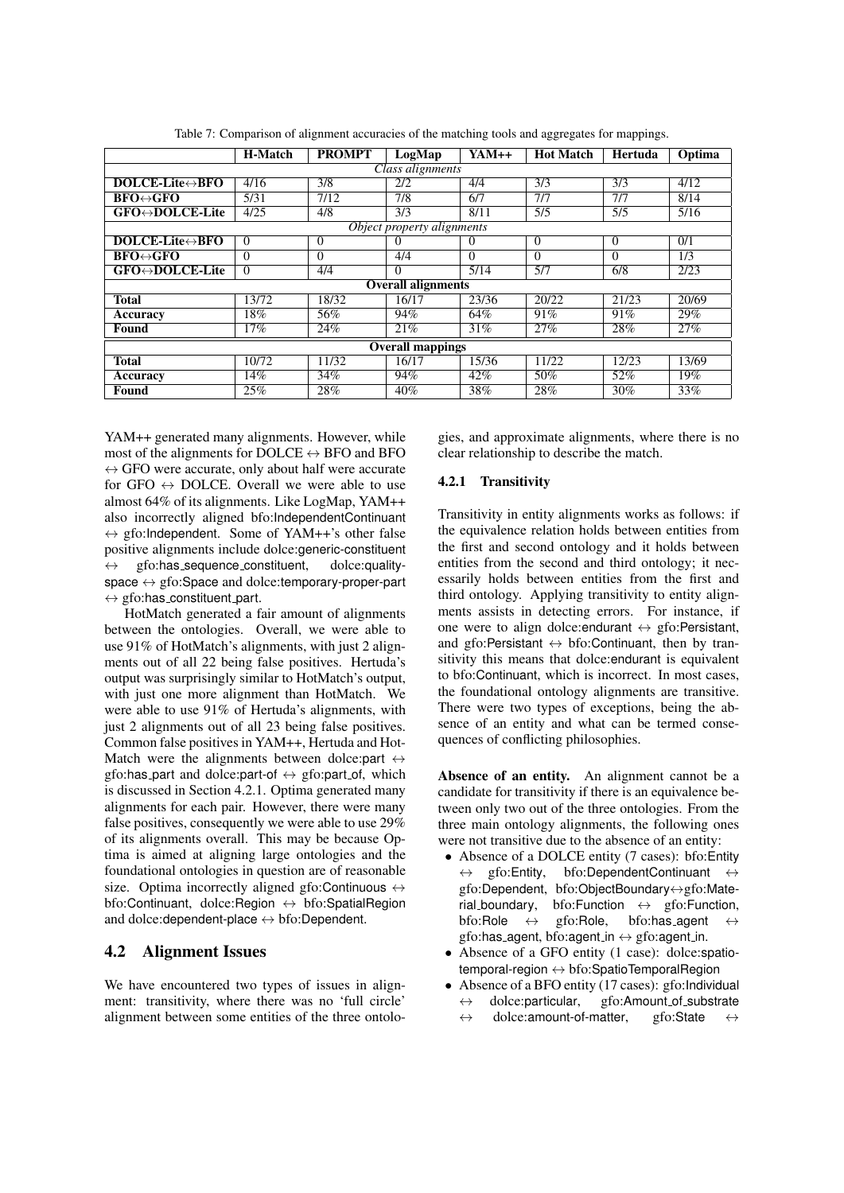Table 7: Comparison of alignment accuracies of the matching tools and aggregates for mappings.

| | H-Match | PROMPT | LogMap | YAM++ | Hot Match | Hertuda | Optima |
|---|---|---|---|---|---|---|---|
| *Class alignments* | | | | | | | |
| **DOLCE-Lite↔BFO** | 4/16 | 3/8 | 2/2 | 4/4 | 3/3 | 3/3 | 4/12 |
| **BFO↔GFO** | 5/31 | 7/12 | 7/8 | 6/7 | 7/7 | 7/7 | 8/14 |
| **GFO↔DOLCE-Lite** | 4/25 | 4/8 | 3/3 | 8/11 | 5/5 | 5/5 | 5/16 |
| *Object property alignments* | | | | | | | |
| **DOLCE-Lite↔BFO** | 0 | 0 | 0 | 0 | 0 | 0 | 0/1 |
| **BFO↔GFO** | 0 | 0 | 4/4 | 0 | 0 | 0 | 1/3 |
| **GFO↔DOLCE-Lite** | 0 | 4/4 | 0 | 5/14 | 5/7 | 6/8 | 2/23 |
| **Overall alignments** | | | | | | | |
| **Total** | 13/72 | 18/32 | 16/17 | 23/36 | 20/22 | 21/23 | 20/69 |
| **Accuracy** | 18% | 56% | 94% | 64% | 91% | 91% | 29% |
| **Found** | 17% | 24% | 21% | 31% | 27% | 28% | 27% |
| **Overall mappings** | | | | | | | |
| **Total** | 10/72 | 11/32 | 16/17 | 15/36 | 11/22 | 12/23 | 13/69 |
| **Accuracy** | 14% | 34% | 94% | 42% | 50% | 52% | 19% |
| **Found** | 25% | 28% | 40% | 38% | 28% | 30% | 33% |

YAM++ generated many alignments. However, while most of the alignments for DOLCE ↔ BFO and BFO ↔ GFO were accurate, only about half were accurate for GFO ↔ DOLCE. Overall we were able to use almost 64% of its alignments. Like LogMap, YAM++ also incorrectly aligned bfo:IndependentContinuant ↔ gfo:Independent. Some of YAM++'s other false positive alignments include dolce:generic-constituent ↔ gfo:has_sequence_constituent, dolce:quality-space ↔ gfo:Space and dolce:temporary-proper-part ↔ gfo:has_constituent_part.

HotMatch generated a fair amount of alignments between the ontologies. Overall, we were able to use 91% of HotMatch's alignments, with just 2 alignments out of all 22 being false positives. Hertuda's output was surprisingly similar to HotMatch's output, with just one more alignment than HotMatch. We were able to use 91% of Hertuda's alignments, with just 2 alignments out of all 23 being false positives. Common false positives in YAM++, Hertuda and HotMatch were the alignments between dolce:part ↔ gfo:has_part and dolce:part-of ↔ gfo:part_of, which is discussed in Section 4.2.1. Optima generated many alignments for each pair. However, there were many false positives, consequently we were able to use 29% of its alignments overall. This may be because Optima is aimed at aligning large ontologies and the foundational ontologies in question are of reasonable size. Optima incorrectly aligned gfo:Continuous ↔ bfo:Continuant, dolce:Region ↔ bfo:SpatialRegion and dolce:dependent-place ↔ bfo:Dependent.

## 4.2 Alignment Issues

We have encountered two types of issues in alignment: transitivity, where there was no 'full circle' alignment between some entities of the three ontologies, and approximate alignments, where there is no clear relationship to describe the match.

### 4.2.1 Transitivity

Transitivity in entity alignments works as follows: if the equivalence relation holds between entities from the first and second ontology and it holds between entities from the second and third ontology; it necessarily holds between entities from the first and third ontology. Applying transitivity to entity alignments assists in detecting errors. For instance, if one were to align dolce:endurant ↔ gfo:Persistant, and gfo:Persistant ↔ bfo:Continuant, then by transitivity this means that dolce:endurant is equivalent to bfo:Continuant, which is incorrect. In most cases, the foundational ontology alignments are transitive. There were two types of exceptions, being the absence of an entity and what can be termed consequences of conflicting philosophies.

**Absence of an entity.** An alignment cannot be a candidate for transitivity if there is an equivalence between only two out of the three ontologies. From the three main ontology alignments, the following ones were not transitive due to the absence of an entity:

- Absence of a DOLCE entity (7 cases): bfo:Entity ↔ gfo:Entity, bfo:DependentContinuant ↔ gfo:Dependent, bfo:ObjectBoundary↔gfo:Material_boundary, bfo:Function ↔ gfo:Function, bfo:Role ↔ gfo:Role, bfo:has_agent ↔ gfo:has_agent, bfo:agent_in ↔ gfo:agent_in.
- Absence of a GFO entity (1 case): dolce:spatio-temporal-region ↔ bfo:SpatioTemporalRegion
- Absence of a BFO entity (17 cases): gfo:Individual ↔ dolce:particular, gfo:Amount_of_substrate ↔ dolce:amount-of-matter, gfo:State ↔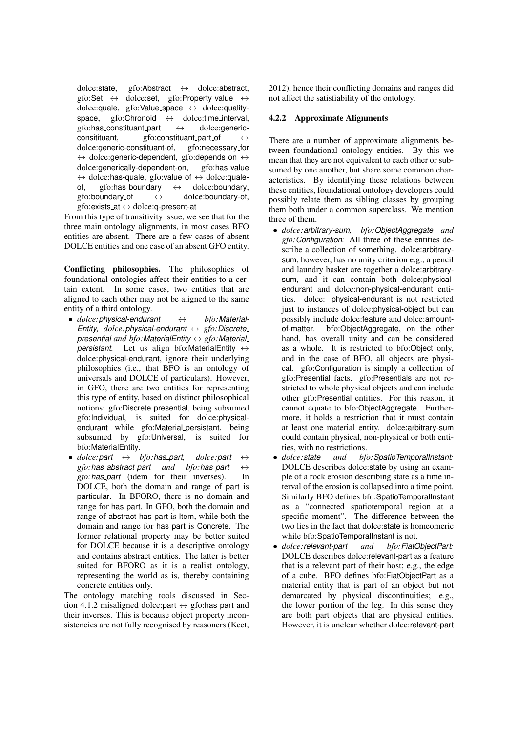dolce:state, gfo:Abstract ↔ dolce:abstract, gfo:Set ↔ dolce:set, gfo:Property_value ↔ dolce:quale, gfo:Value_space ↔ dolce:quality-space, gfo:Chronoid ↔ dolce:time_interval, gfo:has_constituant_part ↔ dolce:generic-consitituant, gfo:constituant_part_of ↔ dolce:generic-constituant-of, gfo:necessary_for ↔ dolce:generic-dependent, gfo:depends_on ↔ dolce:generically-dependent-on, gfo:has_value ↔ dolce:has-quale, gfo:value_of ↔ dolce:quale-of, gfo:has_boundary ↔ dolce:boundary, gfo:boundary_of ↔ dolce:boundary-of, gfo:exists_at ↔ dolce:q-present-at

From this type of transitivity issue, we see that for the three main ontology alignments, in most cases BFO entities are absent. There are a few cases of absent DOLCE entities and one case of an absent GFO entity.

**Conflicting philosophies.** The philosophies of foundational ontologies affect their entities to a certain extent. In some cases, two entities that are aligned to each other may not be aligned to the same entity of a third ontology.

- *dolce:physical-endurant ↔ bfo:MaterialEntity, dolce:physical-endurant ↔ gfo:Discrete_presential and bfo:MaterialEntity ↔ gfo:Material_persistant.* Let us align bfo:MaterialEntity ↔ dolce:physical-endurant, ignore their underlying philosophies (i.e., that BFO is an ontology of universals and DOLCE of particulars). However, in GFO, there are two entities for representing this type of entity, based on distinct philosophical notions: gfo:Discrete_presential, being subsumed gfo:Individual, is suited for dolce:physical-endurant while gfo:Material_persistant, being subsumed by gfo:Universal, is suited for bfo:MaterialEntity.
- *dolce:part ↔ bfo:has_part, dolce:part ↔ gfo:has_abstract_part and bfo:has_part ↔ gfo:has_part* (idem for their inverses). In DOLCE, both the domain and range of part is particular. In BFORO, there is no domain and range for has_part. In GFO, both the domain and range of abstract_has_part is Item, while both the domain and range for has_part is Concrete. The former relational property may be better suited for DOLCE because it is a descriptive ontology and contains abstract entities. The latter is better suited for BFORO as it is a realist ontology, representing the world as is, thereby containing concrete entities only.

The ontology matching tools discussed in Section 4.1.2 misaligned dolce:part ↔ gfo:has_part and their inverses. This is because object property inconsistencies are not fully recognised by reasoners (Keet, 2012), hence their conflicting domains and ranges did not affect the satisfiability of the ontology.

#### 4.2.2 Approximate Alignments

There are a number of approximate alignments between foundational ontology entities. By this we mean that they are not equivalent to each other or subsumed by one another, but share some common characteristics. By identifying these relations between these entities, foundational ontology developers could possibly relate them as sibling classes by grouping them both under a common superclass. We mention three of them.

- *dolce:arbitrary-sum, bfo:ObjectAggregate and gfo:Configuration:* All three of these entities describe a collection of something. dolce:arbitrary-sum, however, has no unity criterion e.g., a pencil and laundry basket are together a dolce:arbitrary-sum, and it can contain both dolce:physical-endurant and dolce:non-physical-endurant entities. dolce: physical-endurant is not restricted just to instances of dolce:physical-object but can possibly include dolce:feature and dolce:amount-of-matter. bfo:ObjectAggregate, on the other hand, has overall unity and can be considered as a whole. It is restricted to bfo:Object only, and in the case of BFO, all objects are physical. gfo:Configuration is simply a collection of gfo:Presential facts. gfo:Presentials are not restricted to whole physical objects and can include other gfo:Presential entities. For this reason, it cannot equate to bfo:ObjectAggregate. Furthermore, it holds a restriction that it must contain at least one material entity. dolce:arbitrary-sum could contain physical, non-physical or both entities, with no restrictions.
- *dolce:state and bfo:SpatioTemporalInstant:* DOLCE describes dolce:state by using an example of a rock erosion describing state as a time interval of the erosion is collapsed into a time point. Similarly BFO defines bfo:SpatioTemporalInstant as a "connected spatiotemporal region at a specific moment". The difference between the two lies in the fact that dolce:state is homeomeric while bfo:SpatioTemporalInstant is not.
- *dolce:relevant-part and bfo:FiatObjectPart:* DOLCE describes dolce:relevant-part as a feature that is a relevant part of their host; e.g., the edge of a cube. BFO defines bfo:FiatObjectPart as a material entity that is part of an object but not demarcated by physical discontinuities; e.g., the lower portion of the leg. In this sense they are both part objects that are physical entities. However, it is unclear whether dolce:relevant-part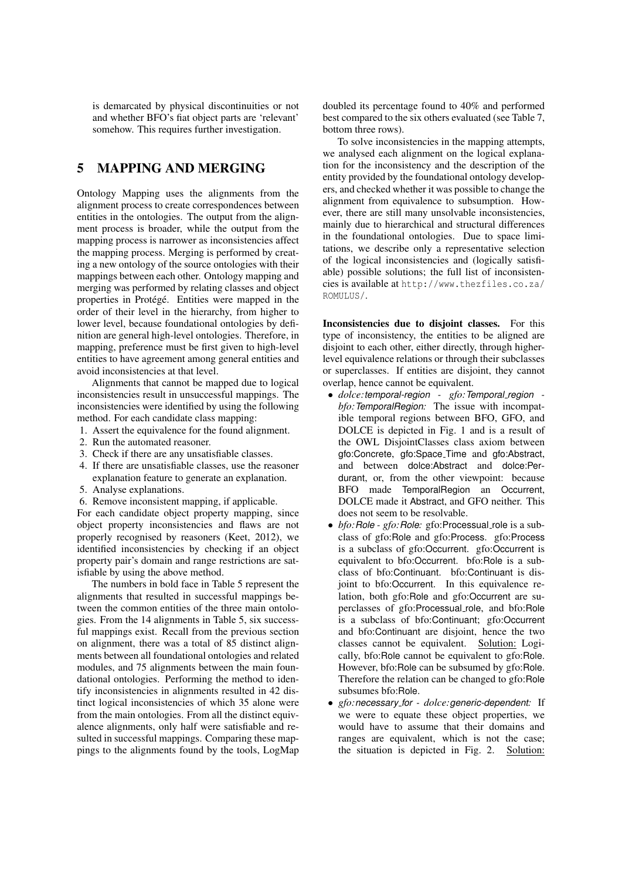is demarcated by physical discontinuities or not and whether BFO's fiat object parts are 'relevant' somehow. This requires further investigation.

## 5 MAPPING AND MERGING

Ontology Mapping uses the alignments from the alignment process to create correspondences between entities in the ontologies. The output from the alignment process is broader, while the output from the mapping process is narrower as inconsistencies affect the mapping process. Merging is performed by creating a new ontology of the source ontologies with their mappings between each other. Ontology mapping and merging was performed by relating classes and object properties in Protégé. Entities were mapped in the order of their level in the hierarchy, from higher to lower level, because foundational ontologies by definition are general high-level ontologies. Therefore, in mapping, preference must be first given to high-level entities to have agreement among general entities and avoid inconsistencies at that level.

Alignments that cannot be mapped due to logical inconsistencies result in unsuccessful mappings. The inconsistencies were identified by using the following method. For each candidate class mapping:

1. Assert the equivalence for the found alignment.
2. Run the automated reasoner.
3. Check if there are any unsatisfiable classes.
4. If there are unsatisfiable classes, use the reasoner explanation feature to generate an explanation.
5. Analyse explanations.
6. Remove inconsistent mapping, if applicable.

For each candidate object property mapping, since object property inconsistencies and flaws are not properly recognised by reasoners (Keet, 2012), we identified inconsistencies by checking if an object property pair's domain and range restrictions are satisfiable by using the above method.

The numbers in bold face in Table 5 represent the alignments that resulted in successful mappings between the common entities of the three main ontologies. From the 14 alignments in Table 5, six successful mappings exist. Recall from the previous section on alignment, there was a total of 85 distinct alignments between all foundational ontologies and related modules, and 75 alignments between the main foundational ontologies. Performing the method to identify inconsistencies in alignments resulted in 42 distinct logical inconsistencies of which 35 alone were from the main ontologies. From all the distinct equivalence alignments, only half were satisfiable and resulted in successful mappings. Comparing these mappings to the alignments found by the tools, LogMap doubled its percentage found to 40% and performed best compared to the six others evaluated (see Table 7, bottom three rows).

To solve inconsistencies in the mapping attempts, we analysed each alignment on the logical explanation for the inconsistency and the description of the entity provided by the foundational ontology developers, and checked whether it was possible to change the alignment from equivalence to subsumption. However, there are still many unsolvable inconsistencies, mainly due to hierarchical and structural differences in the foundational ontologies. Due to space limitations, we describe only a representative selection of the logical inconsistencies and (logically satisfiable) possible solutions; the full list of inconsistencies is available at http://www.thezfiles.co.za/ROMULUS/.

**Inconsistencies due to disjoint classes.** For this type of inconsistency, the entities to be aligned are disjoint to each other, either directly, through higher-level equivalence relations or through their subclasses or superclasses. If entities are disjoint, they cannot overlap, hence cannot be equivalent.

- *dolce:temporal-region - gfo:Temporal_region - bfo:TemporalRegion:* The issue with incompatible temporal regions between BFO, GFO, and DOLCE is depicted in Fig. 1 and is a result of the OWL DisjointClasses class axiom between gfo:Concrete, gfo:Space_Time and gfo:Abstract, and between dolce:Abstract and dolce:Perdurant, or, from the other viewpoint: because BFO made TemporalRegion an Occurrent, DOLCE made it Abstract, and GFO neither. This does not seem to be resolvable.
- *bfo:Role - gfo:Role:* gfo:Processual_role is a subclass of gfo:Role and gfo:Process. gfo:Process is a subclass of gfo:Occurrent. gfo:Occurrent is equivalent to bfo:Occurrent. bfo:Role is a subclass of bfo:Continuant. bfo:Continuant is disjoint to bfo:Occurrent. In this equivalence relation, both gfo:Role and gfo:Occurrent are superclasses of gfo:Processual_role, and bfo:Role is a subclass of bfo:Continuant; gfo:Occurrent and bfo:Continuant are disjoint, hence the two classes cannot be equivalent. <u>Solution:</u> Logically, bfo:Role cannot be equivalent to gfo:Role. However, bfo:Role can be subsumed by gfo:Role. Therefore the relation can be changed to gfo:Role subsumes bfo:Role.
- *gfo:necessary_for - dolce:generic-dependent:* If we were to equate these object properties, we would have to assume that their domains and ranges are equivalent, which is not the case; the situation is depicted in Fig. 2. <u>Solution:</u>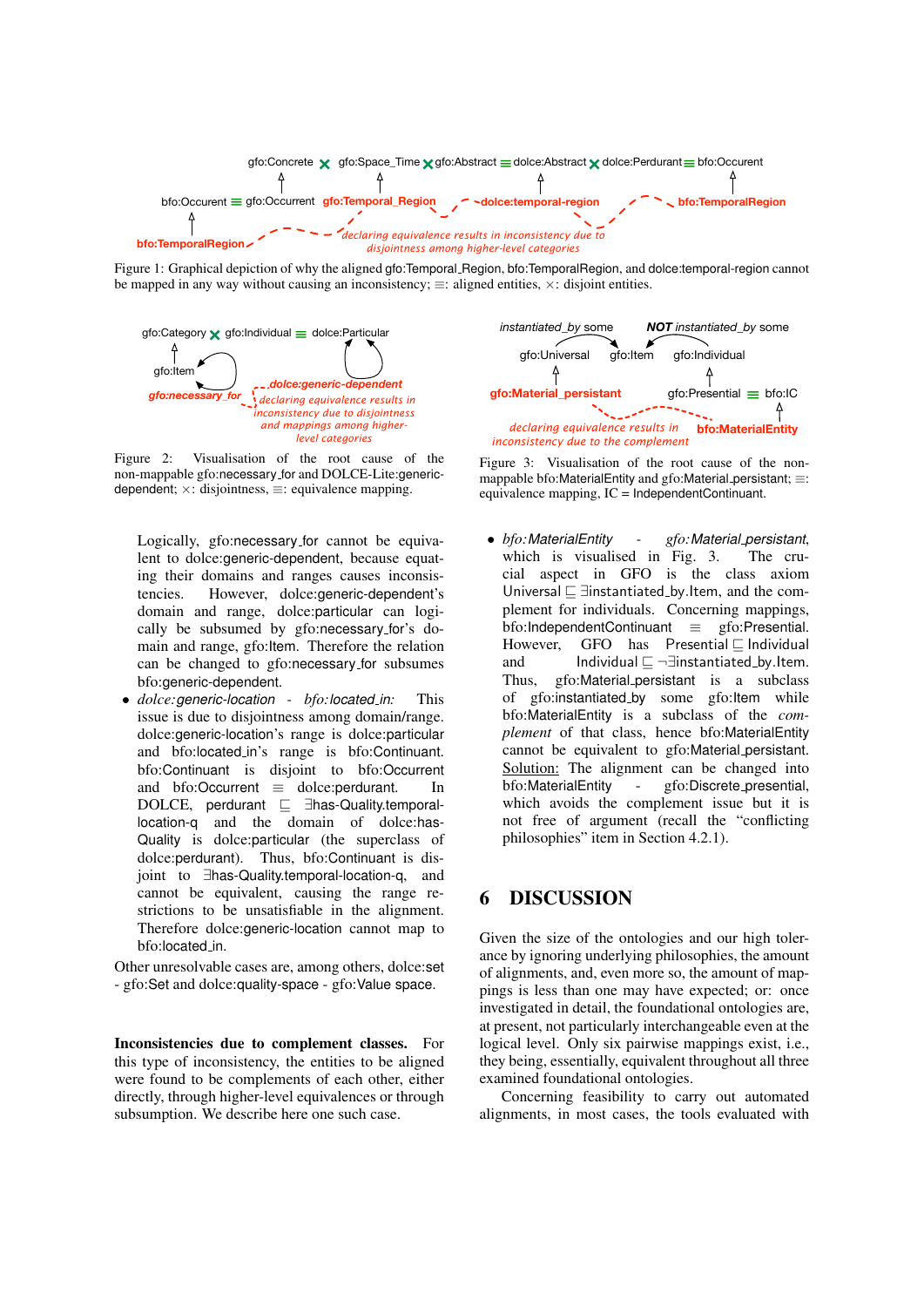Figure 1: Graphical depiction of why the aligned gfo:Temporal_Region, bfo:TemporalRegion, and dolce:temporal-region cannot be mapped in any way without causing an inconsistency; ≡: aligned entities, ×: disjoint entities.

Figure 2: Visualisation of the root cause of the non-mappable gfo:necessary_for and DOLCE-Lite:generic-dependent; ×: disjointness, ≡: equivalence mapping.

Figure 3: Visualisation of the root cause of the non-mappable bfo:MaterialEntity and gfo:Material_persistant; ≡: equivalence mapping, IC = IndependentContinuant.

Logically, gfo:necessary_for cannot be equivalent to dolce:generic-dependent, because equating their domains and ranges causes inconsistencies. However, dolce:generic-dependent's domain and range, dolce:particular can logically be subsumed by gfo:necessary_for's domain and range, gfo:Item. Therefore the relation can be changed to gfo:necessary_for subsumes bfo:generic-dependent.

- *dolce:generic-location - bfo:located_in:* This issue is due to disjointness among domain/range. dolce:generic-location's range is dolce:particular and bfo:located_in's range is bfo:Continuant. bfo:Continuant is disjoint to bfo:Occurrent and bfo:Occurrent ≡ dolce:perdurant. In DOLCE, perdurant ⊑ ∃has-Quality.temporal-location-q and the domain of dolce:has-Quality is dolce:particular (the superclass of dolce:perdurant). Thus, bfo:Continuant is disjoint to ∃has-Quality.temporal-location-q, and cannot be equivalent, causing the range restrictions to be unsatisfiable in the alignment. Therefore dolce:generic-location cannot map to bfo:located_in.

Other unresolvable cases are, among others, dolce:set - gfo:Set and dolce:quality-space - gfo:Value space.

**Inconsistencies due to complement classes.** For this type of inconsistency, the entities to be aligned were found to be complements of each other, either directly, through higher-level equivalences or through subsumption. We describe here one such case.

- *bfo:MaterialEntity - gfo:Material_persistant*, which is visualised in Fig. 3. The crucial aspect in GFO is the class axiom Universal ⊑ ∃instantiated_by.Item, and the complement for individuals. Concerning mappings, bfo:IndependentContinuant ≡ gfo:Presential. However, GFO has Presential ⊑ Individual and Individual ⊑ ¬∃instantiated_by.Item. Thus, gfo:Material_persistant is a subclass of gfo:instantiated_by some gfo:Item while bfo:MaterialEntity is a subclass of the *complement* of that class, hence bfo:MaterialEntity cannot be equivalent to gfo:Material_persistant. <u>Solution:</u> The alignment can be changed into bfo:MaterialEntity - gfo:Discrete_presential, which avoids the complement issue but it is not free of argument (recall the "conflicting philosophies" item in Section 4.2.1).

## 6 DISCUSSION

Given the size of the ontologies and our high tolerance by ignoring underlying philosophies, the amount of alignments, and, even more so, the amount of mappings is less than one may have expected; or: once investigated in detail, the foundational ontologies are, at present, not particularly interchangeable even at the logical level. Only six pairwise mappings exist, i.e., they being, essentially, equivalent throughout all three examined foundational ontologies.

Concerning feasibility to carry out automated alignments, in most cases, the tools evaluated with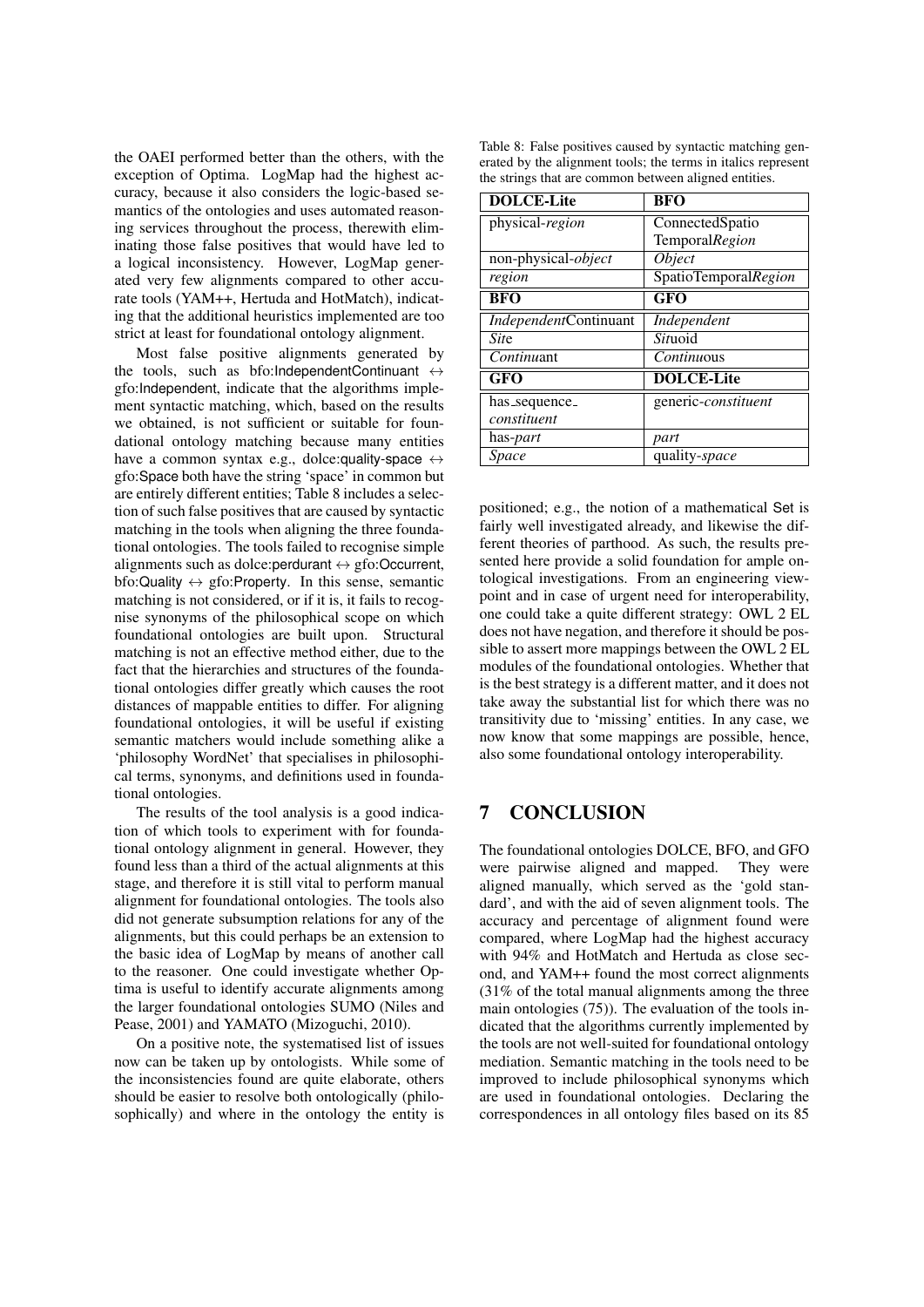the OAEI performed better than the others, with the exception of Optima. LogMap had the highest accuracy, because it also considers the logic-based semantics of the ontologies and uses automated reasoning services throughout the process, therewith eliminating those false positives that would have led to a logical inconsistency. However, LogMap generated very few alignments compared to other accurate tools (YAM++, Hertuda and HotMatch), indicating that the additional heuristics implemented are too strict at least for foundational ontology alignment.

Most false positive alignments generated by the tools, such as bfo:IndependentContinuant ↔ gfo:Independent, indicate that the algorithms implement syntactic matching, which, based on the results we obtained, is not sufficient or suitable for foundational ontology matching because many entities have a common syntax e.g., dolce:quality-space ↔ gfo:Space both have the string 'space' in common but are entirely different entities; Table 8 includes a selection of such false positives that are caused by syntactic matching in the tools when aligning the three foundational ontologies. The tools failed to recognise simple alignments such as dolce:perdurant ↔ gfo:Occurrent, bfo:Quality ↔ gfo:Property. In this sense, semantic matching is not considered, or if it is, it fails to recognise synonyms of the philosophical scope on which foundational ontologies are built upon. Structural matching is not an effective method either, due to the fact that the hierarchies and structures of the foundational ontologies differ greatly which causes the root distances of mappable entities to differ. For aligning foundational ontologies, it will be useful if existing semantic matchers would include something alike a 'philosophy WordNet' that specialises in philosophical terms, synonyms, and definitions used in foundational ontologies.

The results of the tool analysis is a good indication of which tools to experiment with for foundational ontology alignment in general. However, they found less than a third of the actual alignments at this stage, and therefore it is still vital to perform manual alignment for foundational ontologies. The tools also did not generate subsumption relations for any of the alignments, but this could perhaps be an extension to the basic idea of LogMap by means of another call to the reasoner. One could investigate whether Optima is useful to identify accurate alignments among the larger foundational ontologies SUMO (Niles and Pease, 2001) and YAMATO (Mizoguchi, 2010).

On a positive note, the systematised list of issues now can be taken up by ontologists. While some of the inconsistencies found are quite elaborate, others should be easier to resolve both ontologically (philosophically) and where in the ontology the entity is positioned; e.g., the notion of a mathematical Set is fairly well investigated already, and likewise the different theories of parthood. As such, the results presented here provide a solid foundation for ample ontological investigations. From an engineering viewpoint and in case of urgent need for interoperability, one could take a quite different strategy: OWL 2 EL does not have negation, and therefore it should be possible to assert more mappings between the OWL 2 EL modules of the foundational ontologies. Whether that is the best strategy is a different matter, and it does not take away the substantial list for which there was no transitivity due to 'missing' entities. In any case, we now know that some mappings are possible, hence, also some foundational ontology interoperability.

Table 8: False positives caused by syntactic matching generated by the alignment tools; the terms in italics represent the strings that are common between aligned entities.

| **DOLCE-Lite** | **BFO** |
|---|---|
| physical-*region* | ConnectedSpatioTemporal*Region* |
| non-physical-*object* | *Object* |
| *region* | SpatioTemporal*Region* |
| **BFO** | **GFO** |
| *Independent*Continuant | *Independent* |
| *Sit*e | *Sit*uoid |
| *Continu*ant | *Continu*ous |
| **GFO** | **DOLCE-Lite** |
| has_sequence_*constituent* | generic-*constituent* |
| has-*part* | *part* |
| *Space* | quality-*space* |

## 7 CONCLUSION

The foundational ontologies DOLCE, BFO, and GFO were pairwise aligned and mapped. They were aligned manually, which served as the 'gold standard', and with the aid of seven alignment tools. The accuracy and percentage of alignment found were compared, where LogMap had the highest accuracy with 94% and HotMatch and Hertuda as close second, and YAM++ found the most correct alignments (31% of the total manual alignments among the three main ontologies (75)). The evaluation of the tools indicated that the algorithms currently implemented by the tools are not well-suited for foundational ontology mediation. Semantic matching in the tools need to be improved to include philosophical synonyms which are used in foundational ontologies. Declaring the correspondences in all ontology files based on its 85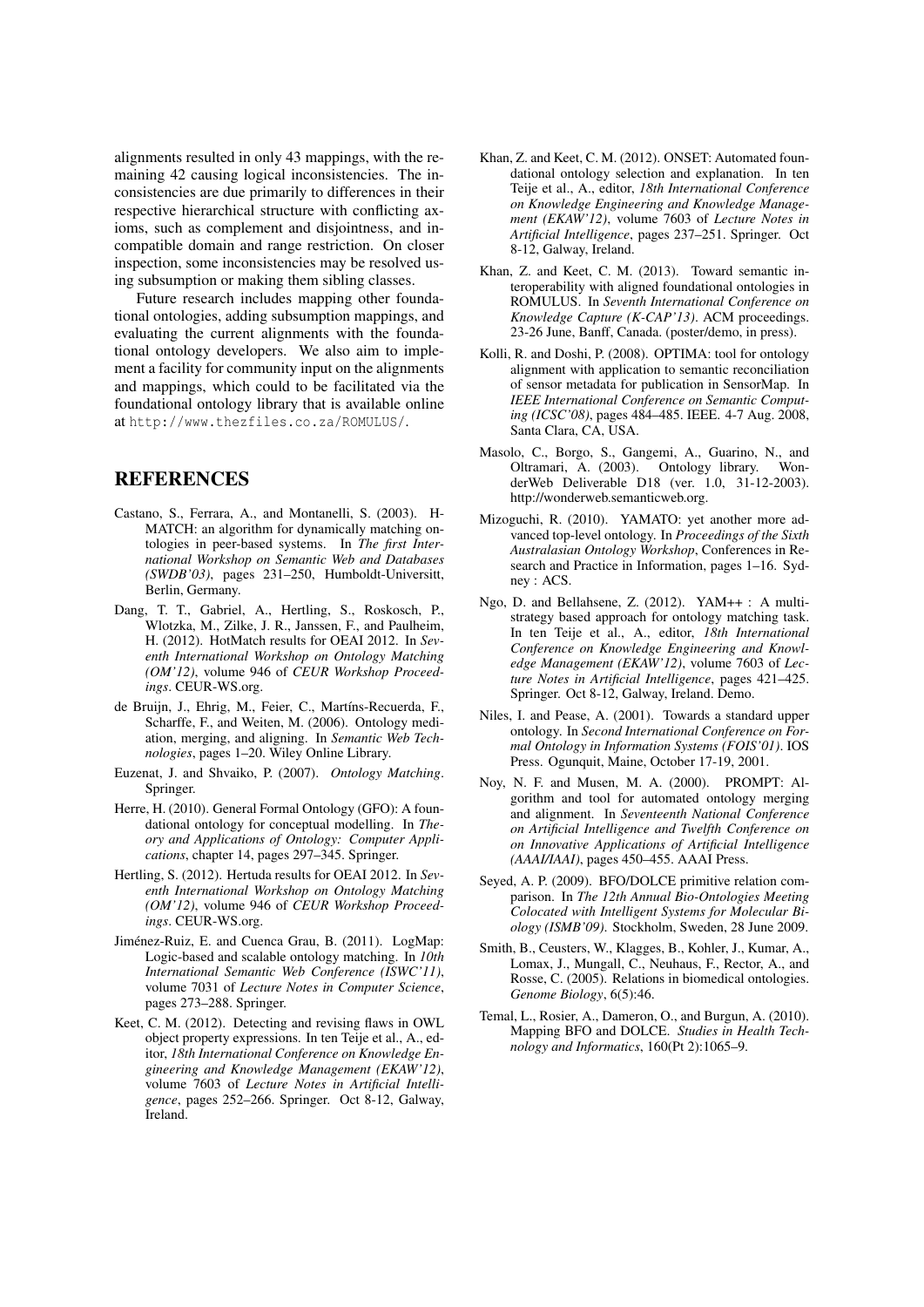alignments resulted in only 43 mappings, with the remaining 42 causing logical inconsistencies. The inconsistencies are due primarily to differences in their respective hierarchical structure with conflicting axioms, such as complement and disjointness, and incompatible domain and range restriction. On closer inspection, some inconsistencies may be resolved using subsumption or making them sibling classes.

Future research includes mapping other foundational ontologies, adding subsumption mappings, and evaluating the current alignments with the foundational ontology developers. We also aim to implement a facility for community input on the alignments and mappings, which could to be facilitated via the foundational ontology library that is available online at http://www.thezfiles.co.za/ROMULUS/.

## REFERENCES

Castano, S., Ferrara, A., and Montanelli, S. (2003). H-MATCH: an algorithm for dynamically matching ontologies in peer-based systems. In *The first International Workshop on Semantic Web and Databases (SWDB'03)*, pages 231–250, Humboldt-Universitt, Berlin, Germany.

Dang, T. T., Gabriel, A., Hertling, S., Roskosch, P., Wlotzka, M., Zilke, J. R., Janssen, F., and Paulheim, H. (2012). HotMatch results for OEAI 2012. In *Seventh International Workshop on Ontology Matching (OM'12)*, volume 946 of *CEUR Workshop Proceedings*. CEUR-WS.org.

de Bruijn, J., Ehrig, M., Feier, C., Martíns-Recuerda, F., Scharffe, F., and Weiten, M. (2006). Ontology mediation, merging, and aligning. In *Semantic Web Technologies*, pages 1–20. Wiley Online Library.

Euzenat, J. and Shvaiko, P. (2007). *Ontology Matching*. Springer.

Herre, H. (2010). General Formal Ontology (GFO): A foundational ontology for conceptual modelling. In *Theory and Applications of Ontology: Computer Applications*, chapter 14, pages 297–345. Springer.

Hertling, S. (2012). Hertuda results for OEAI 2012. In *Seventh International Workshop on Ontology Matching (OM'12)*, volume 946 of *CEUR Workshop Proceedings*. CEUR-WS.org.

Jiménez-Ruiz, E. and Cuenca Grau, B. (2011). LogMap: Logic-based and scalable ontology matching. In *10th International Semantic Web Conference (ISWC'11)*, volume 7031 of *Lecture Notes in Computer Science*, pages 273–288. Springer.

Keet, C. M. (2012). Detecting and revising flaws in OWL object property expressions. In ten Teije et al., A., editor, *18th International Conference on Knowledge Engineering and Knowledge Management (EKAW'12)*, volume 7603 of *Lecture Notes in Artificial Intelligence*, pages 252–266. Springer. Oct 8-12, Galway, Ireland.

Khan, Z. and Keet, C. M. (2012). ONSET: Automated foundational ontology selection and explanation. In ten Teije et al., A., editor, *18th International Conference on Knowledge Engineering and Knowledge Management (EKAW'12)*, volume 7603 of *Lecture Notes in Artificial Intelligence*, pages 237–251. Springer. Oct 8-12, Galway, Ireland.

Khan, Z. and Keet, C. M. (2013). Toward semantic interoperability with aligned foundational ontologies in ROMULUS. In *Seventh International Conference on Knowledge Capture (K-CAP'13)*. ACM proceedings. 23-26 June, Banff, Canada. (poster/demo, in press).

Kolli, R. and Doshi, P. (2008). OPTIMA: tool for ontology alignment with application to semantic reconciliation of sensor metadata for publication in SensorMap. In *IEEE International Conference on Semantic Computing (ICSC'08)*, pages 484–485. IEEE. 4-7 Aug. 2008, Santa Clara, CA, USA.

Masolo, C., Borgo, S., Gangemi, A., Guarino, N., and Oltramari, A. (2003). Ontology library. WonderWeb Deliverable D18 (ver. 1.0, 31-12-2003). http://wonderweb.semanticweb.org.

Mizoguchi, R. (2010). YAMATO: yet another more advanced top-level ontology. In *Proceedings of the Sixth Australasian Ontology Workshop*, Conferences in Research and Practice in Information, pages 1–16. Sydney : ACS.

Ngo, D. and Bellahsene, Z. (2012). YAM++ : A multi-strategy based approach for ontology matching task. In ten Teije et al., A., editor, *18th International Conference on Knowledge Engineering and Knowledge Management (EKAW'12)*, volume 7603 of *Lecture Notes in Artificial Intelligence*, pages 421–425. Springer. Oct 8-12, Galway, Ireland. Demo.

Niles, I. and Pease, A. (2001). Towards a standard upper ontology. In *Second International Conference on Formal Ontology in Information Systems (FOIS'01)*. IOS Press. Ogunquit, Maine, October 17-19, 2001.

Noy, N. F. and Musen, M. A. (2000). PROMPT: Algorithm and tool for automated ontology merging and alignment. In *Seventeenth National Conference on Artificial Intelligence and Twelfth Conference on on Innovative Applications of Artificial Intelligence (AAAI/IAAI)*, pages 450–455. AAAI Press.

Seyed, A. P. (2009). BFO/DOLCE primitive relation comparison. In *The 12th Annual Bio-Ontologies Meeting Colocated with Intelligent Systems for Molecular Biology (ISMB'09)*. Stockholm, Sweden, 28 June 2009.

Smith, B., Ceusters, W., Klagges, B., Kohler, J., Kumar, A., Lomax, J., Mungall, C., Neuhaus, F., Rector, A., and Rosse, C. (2005). Relations in biomedical ontologies. *Genome Biology*, 6(5):46.

Temal, L., Rosier, A., Dameron, O., and Burgun, A. (2010). Mapping BFO and DOLCE. *Studies in Health Technology and Informatics*, 160(Pt 2):1065–9.